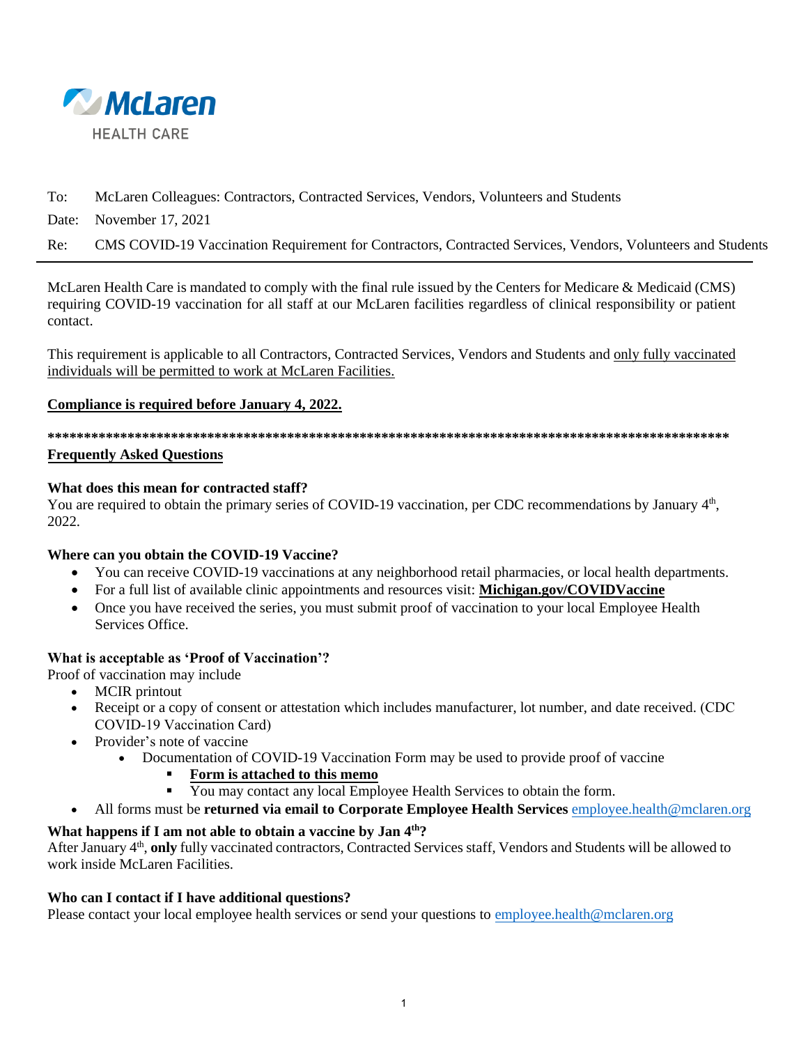McLaren HEALTH CARE

To: McLaren Colleagues: Contractors, Contracted Services, Vendors, Volunteers and Students

Date: November 17, 2021

Re: CMS COVID-19 Vaccination Requirement for Contractors, Contracted Services, Vendors, Volunteers and Students

---

McLaren Health Care is mandated to comply with the final rule issued by the Centers for Medicare & Medicaid (CMS) requiring COVID-19 vaccination for all staff at our McLaren facilities regardless of clinical responsibility or patient contact.

This requirement is applicable to all Contractors, Contracted Services, Vendors and Students and only fully vaccinated individuals will be permitted to work at McLaren Facilities.

**Compliance is required before January 4, 2022.**

**************************************************************************************************

**Frequently Asked Questions**

**What does this mean for contracted staff?**
You are required to obtain the primary series of COVID-19 vaccination, per CDC recommendations by January 4th, 2022.

**Where can you obtain the COVID-19 Vaccine?**

- You can receive COVID-19 vaccinations at any neighborhood retail pharmacies, or local health departments.
- For a full list of available clinic appointments and resources visit: **Michigan.gov/COVIDVaccine**
- Once you have received the series, you must submit proof of vaccination to your local Employee Health Services Office.

**What is acceptable as 'Proof of Vaccination'?**
Proof of vaccination may include

- MCIR printout
- Receipt or a copy of consent or attestation which includes manufacturer, lot number, and date received. (CDC COVID-19 Vaccination Card)
- Provider's note of vaccine
    - Documentation of COVID-19 Vaccination Form may be used to provide proof of vaccine
        - **Form is attached to this memo**
        - You may contact any local Employee Health Services to obtain the form.
- All forms must be **returned via email to Corporate Employee Health Services** employee.health@mclaren.org

**What happens if I am not able to obtain a vaccine by Jan 4th?**
After January 4th, **only** fully vaccinated contractors, Contracted Services staff, Vendors and Students will be allowed to work inside McLaren Facilities.

**Who can I contact if I have additional questions?**
Please contact your local employee health services or send your questions to employee.health@mclaren.org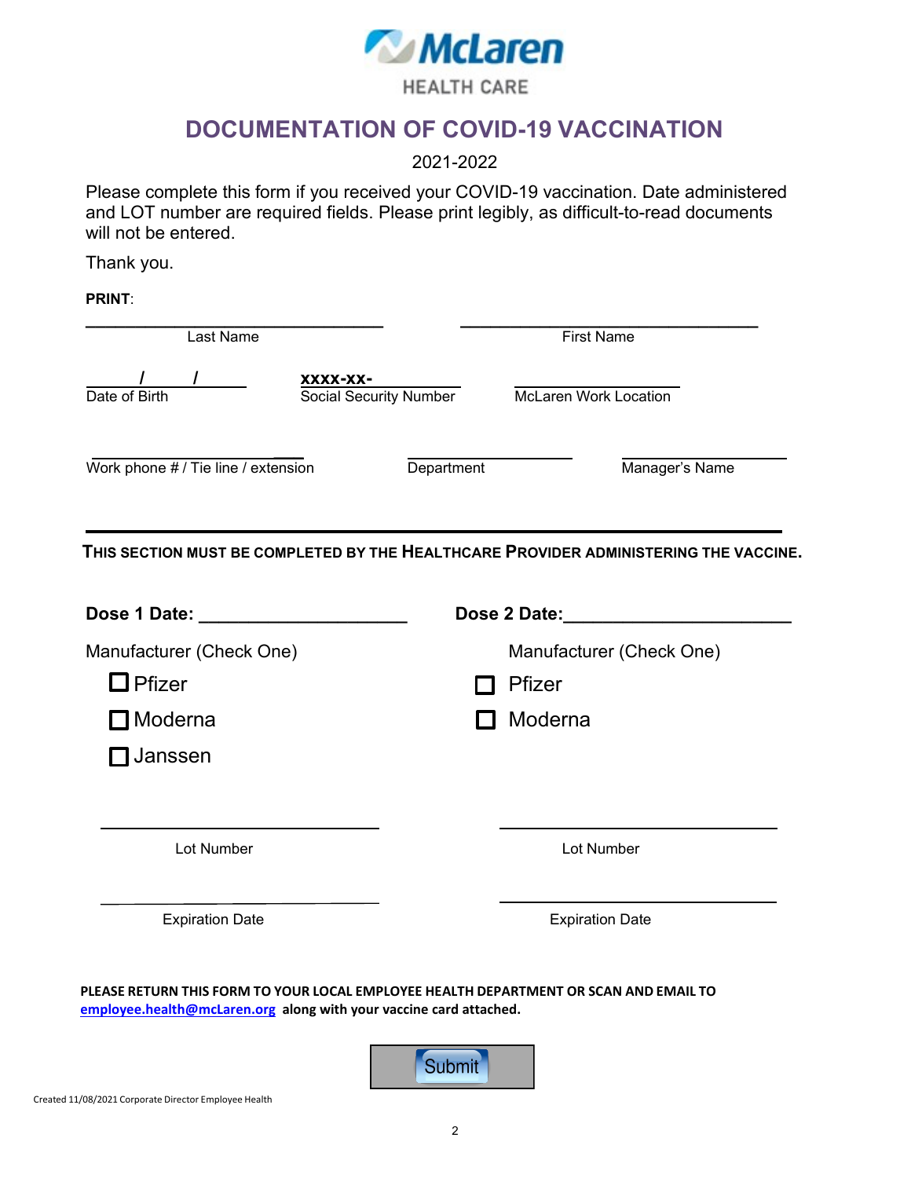McLaren HEALTH CARE

# DOCUMENTATION OF COVID-19 VACCINATION

2021-2022

Please complete this form if you received your COVID-19 vaccination. Date administered and LOT number are required fields. Please print legibly, as difficult-to-read documents will not be entered.

Thank you.

**PRINT**:

______________________________ Last Name

______________________________ First Name

____/____/____ Date of Birth

**XXXX-XX-**__________ Social Security Number

____________________ McLaren Work Location

____________________ Work phone # / Tie line / extension

____________________ Department

____________________ Manager's Name

---

**THIS SECTION MUST BE COMPLETED BY THE HEALTHCARE PROVIDER ADMINISTERING THE VACCINE.**

**Dose 1 Date:** ____________________

Manufacturer (Check One)

- ☐ Pfizer
- ☐ Moderna
- ☐ Janssen

____________________ Lot Number

____________________ Expiration Date

**Dose 2 Date:** ____________________

Manufacturer (Check One)

- ☐ Pfizer
- ☐ Moderna

____________________ Lot Number

____________________ Expiration Date

**PLEASE RETURN THIS FORM TO YOUR LOCAL EMPLOYEE HEALTH DEPARTMENT OR SCAN AND EMAIL TO employee.health@mcLaren.org along with your vaccine card attached.**

Submit

Created 11/08/2021 Corporate Director Employee Health